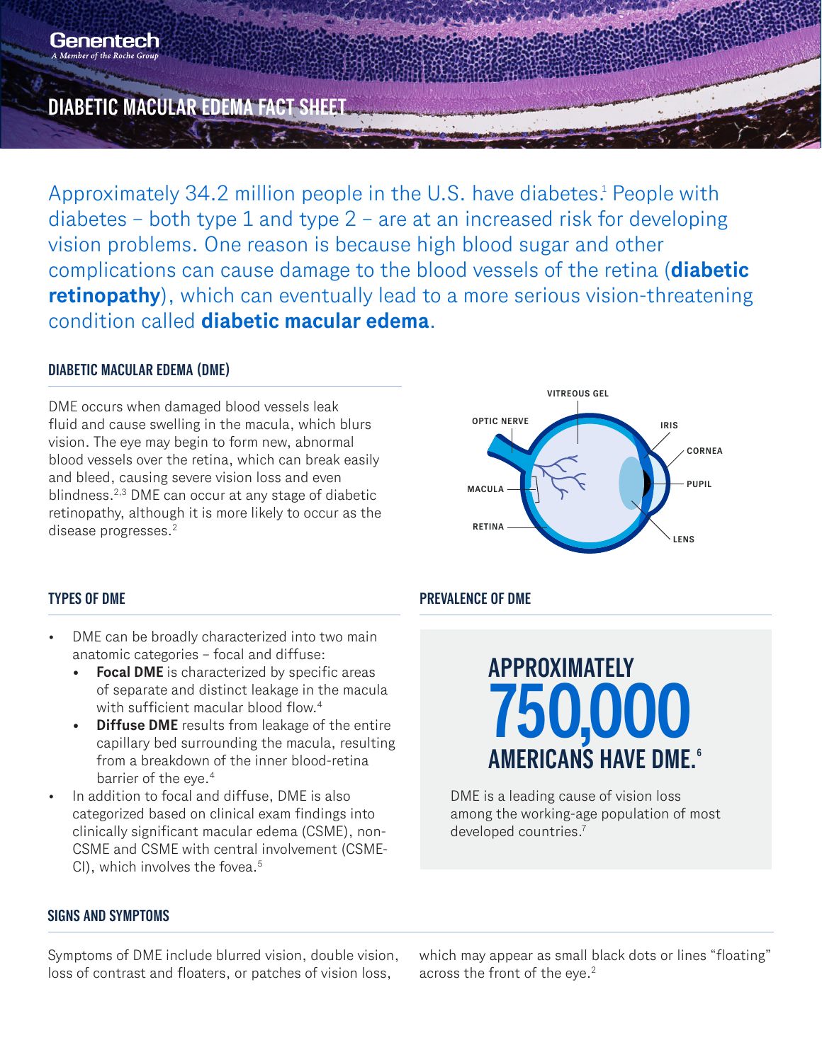Genentech
A Member of the Roche Group

# DIABETIC MACULAR EDEMA FACT SHEET

Approximately 34.2 million people in the U.S. have diabetes.[1] People with diabetes – both type 1 and type 2 – are at an increased risk for developing vision problems. One reason is because high blood sugar and other complications can cause damage to the blood vessels of the retina (**diabetic retinopathy**), which can eventually lead to a more serious vision-threatening condition called **diabetic macular edema**.

## DIABETIC MACULAR EDEMA (DME)

DME occurs when damaged blood vessels leak fluid and cause swelling in the macula, which blurs vision. The eye may begin to form new, abnormal blood vessels over the retina, which can break easily and bleed, causing severe vision loss and even blindness.[2,3] DME can occur at any stage of diabetic retinopathy, although it is more likely to occur as the disease progresses.[2]

VITREOUS GEL, OPTIC NERVE, IRIS, CORNEA, MACULA, PUPIL, RETINA, LENS

## TYPES OF DME

- DME can be broadly characterized into two main anatomic categories – focal and diffuse:
  - **Focal DME** is characterized by specific areas of separate and distinct leakage in the macula with sufficient macular blood flow.[4]
  - **Diffuse DME** results from leakage of the entire capillary bed surrounding the macula, resulting from a breakdown of the inner blood-retina barrier of the eye.[4]
- In addition to focal and diffuse, DME is also categorized based on clinical exam findings into clinically significant macular edema (CSME), non-CSME and CSME with central involvement (CSME-CI), which involves the fovea.[5]

## PREVALENCE OF DME

**APPROXIMATELY 750,000 AMERICANS HAVE DME.**[6]

DME is a leading cause of vision loss among the working-age population of most developed countries.[7]

## SIGNS AND SYMPTOMS

Symptoms of DME include blurred vision, double vision, loss of contrast and floaters, or patches of vision loss, which may appear as small black dots or lines "floating" across the front of the eye.[2]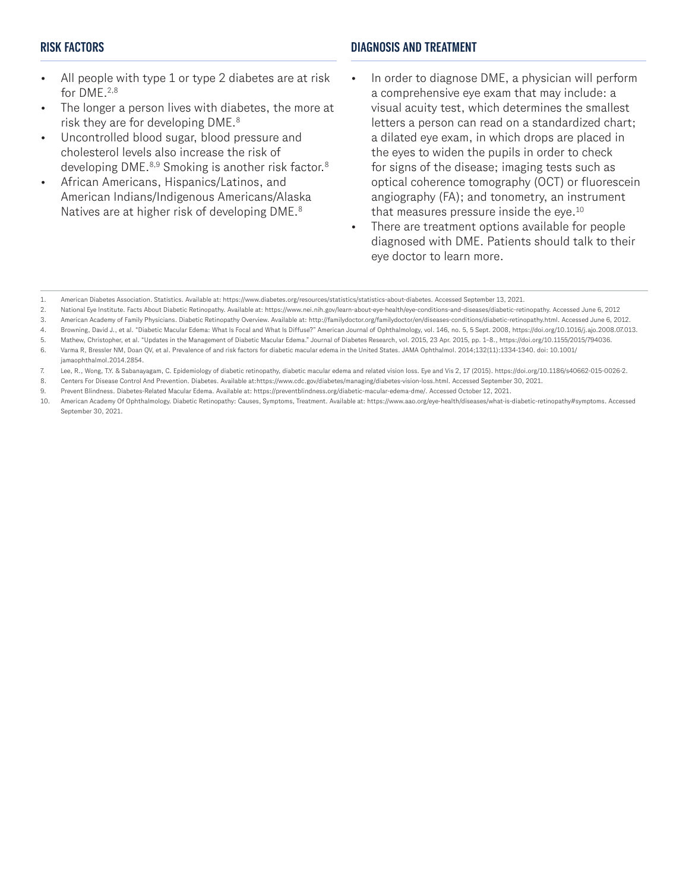## RISK FACTORS

- All people with type 1 or type 2 diabetes are at risk for DME.[2,8]
- The longer a person lives with diabetes, the more at risk they are for developing DME.[8]
- Uncontrolled blood sugar, blood pressure and cholesterol levels also increase the risk of developing DME.[8,9] Smoking is another risk factor.[8]
- African Americans, Hispanics/Latinos, and American Indians/Indigenous Americans/Alaska Natives are at higher risk of developing DME.[8]

## DIAGNOSIS AND TREATMENT

- In order to diagnose DME, a physician will perform a comprehensive eye exam that may include: a visual acuity test, which determines the smallest letters a person can read on a standardized chart; a dilated eye exam, in which drops are placed in the eyes to widen the pupils in order to check for signs of the disease; imaging tests such as optical coherence tomography (OCT) or fluorescein angiography (FA); and tonometry, an instrument that measures pressure inside the eye.[10]
- There are treatment options available for people diagnosed with DME. Patients should talk to their eye doctor to learn more.

---

1. American Diabetes Association. Statistics. Available at: https://www.diabetes.org/resources/statistics/statistics-about-diabetes. Accessed September 13, 2021.
2. National Eye Institute. Facts About Diabetic Retinopathy. Available at: https://www.nei.nih.gov/learn-about-eye-health/eye-conditions-and-diseases/diabetic-retinopathy. Accessed June 6, 2012
3. American Academy of Family Physicians. Diabetic Retinopathy Overview. Available at: http://familydoctor.org/familydoctor/en/diseases-conditions/diabetic-retinopathy.html. Accessed June 6, 2012.
4. Browning, David J., et al. "Diabetic Macular Edema: What Is Focal and What Is Diffuse?" American Journal of Ophthalmology, vol. 146, no. 5, 5 Sept. 2008, https://doi.org/10.1016/j.ajo.2008.07.013.
5. Mathew, Christopher, et al. "Updates in the Management of Diabetic Macular Edema." Journal of Diabetes Research, vol. 2015, 23 Apr. 2015, pp. 1–8., https://doi.org/10.1155/2015/794036.
6. Varma R, Bressler NM, Doan QV, et al. Prevalence of and risk factors for diabetic macular edema in the United States. JAMA Ophthalmol. 2014;132(11):1334-1340. doi: 10.1001/jamaophthalmol.2014.2854.
7. Lee, R., Wong, T.Y. & Sabanayagam, C. Epidemiology of diabetic retinopathy, diabetic macular edema and related vision loss. Eye and Vis 2, 17 (2015). https://doi.org/10.1186/s40662-015-0026-2.
8. Centers For Disease Control And Prevention. Diabetes. Available at:https://www.cdc.gov/diabetes/managing/diabetes-vision-loss.html. Accessed September 30, 2021.
9. Prevent Blindness. Diabetes-Related Macular Edema. Available at: https://preventblindness.org/diabetic-macular-edema-dme/. Accessed October 12, 2021.
10. American Academy Of Ophthalmology. Diabetic Retinopathy: Causes, Symptoms, Treatment. Available at: https://www.aao.org/eye-health/diseases/what-is-diabetic-retinopathy#symptoms. Accessed September 30, 2021.